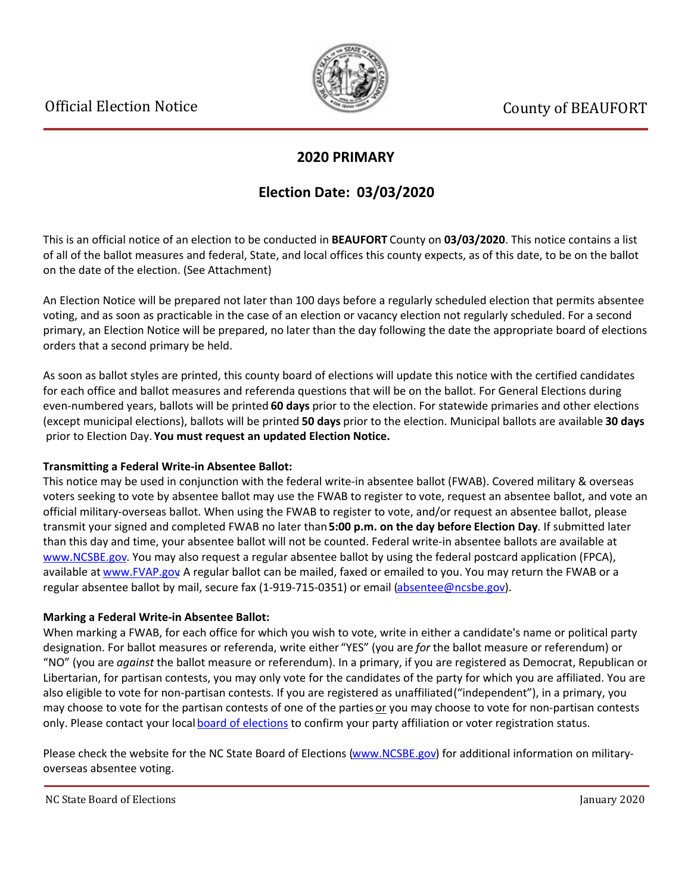Official Election Notice

County of BEAUFORT

## 2020 PRIMARY

## Election Date: 03/03/2020

This is an official notice of an election to be conducted in **BEAUFORT** County on **03/03/2020**. This notice contains a list of all of the ballot measures and federal, State, and local offices this county expects, as of this date, to be on the ballot on the date of the election. (See Attachment)

An Election Notice will be prepared not later than 100 days before a regularly scheduled election that permits absentee voting, and as soon as practicable in the case of an election or vacancy election not regularly scheduled. For a second primary, an Election Notice will be prepared, no later than the day following the date the appropriate board of elections orders that a second primary be held.

As soon as ballot styles are printed, this county board of elections will update this notice with the certified candidates for each office and ballot measures and referenda questions that will be on the ballot. For General Elections during even-numbered years, ballots will be printed **60 days** prior to the election. For statewide primaries and other elections (except municipal elections), ballots will be printed **50 days** prior to the election. Municipal ballots are available **30 days** prior to Election Day. **You must request an updated Election Notice.**

**Transmitting a Federal Write-in Absentee Ballot:**
This notice may be used in conjunction with the federal write-in absentee ballot (FWAB). Covered military & overseas voters seeking to vote by absentee ballot may use the FWAB to register to vote, request an absentee ballot, and vote an official military-overseas ballot. When using the FWAB to register to vote, and/or request an absentee ballot, please transmit your signed and completed FWAB no later than **5:00 p.m. on the day before Election Day**. If submitted later than this day and time, your absentee ballot will not be counted. Federal write-in absentee ballots are available at www.NCSBE.gov. You may also request a regular absentee ballot by using the federal postcard application (FPCA), available at www.FVAP.gov A regular ballot can be mailed, faxed or emailed to you. You may return the FWAB or a regular absentee ballot by mail, secure fax (1-919-715-0351) or email (absentee@ncsbe.gov).

**Marking a Federal Write-in Absentee Ballot:**
When marking a FWAB, for each office for which you wish to vote, write in either a candidate's name or political party designation. For ballot measures or referenda, write either "YES" (you are *for* the ballot measure or referendum) or "NO" (you are *against* the ballot measure or referendum). In a primary, if you are registered as Democrat, Republican or Libertarian, for partisan contests, you may only vote for the candidates of the party for which you are affiliated. You are also eligible to vote for non-partisan contests. If you are registered as unaffiliated ("independent"), in a primary, you may choose to vote for the partisan contests of one of the parties or you may choose to vote for non-partisan contests only. Please contact your local board of elections to confirm your party affiliation or voter registration status.

Please check the website for the NC State Board of Elections (www.NCSBE.gov) for additional information on military-overseas absentee voting.

NC State Board of Elections January 2020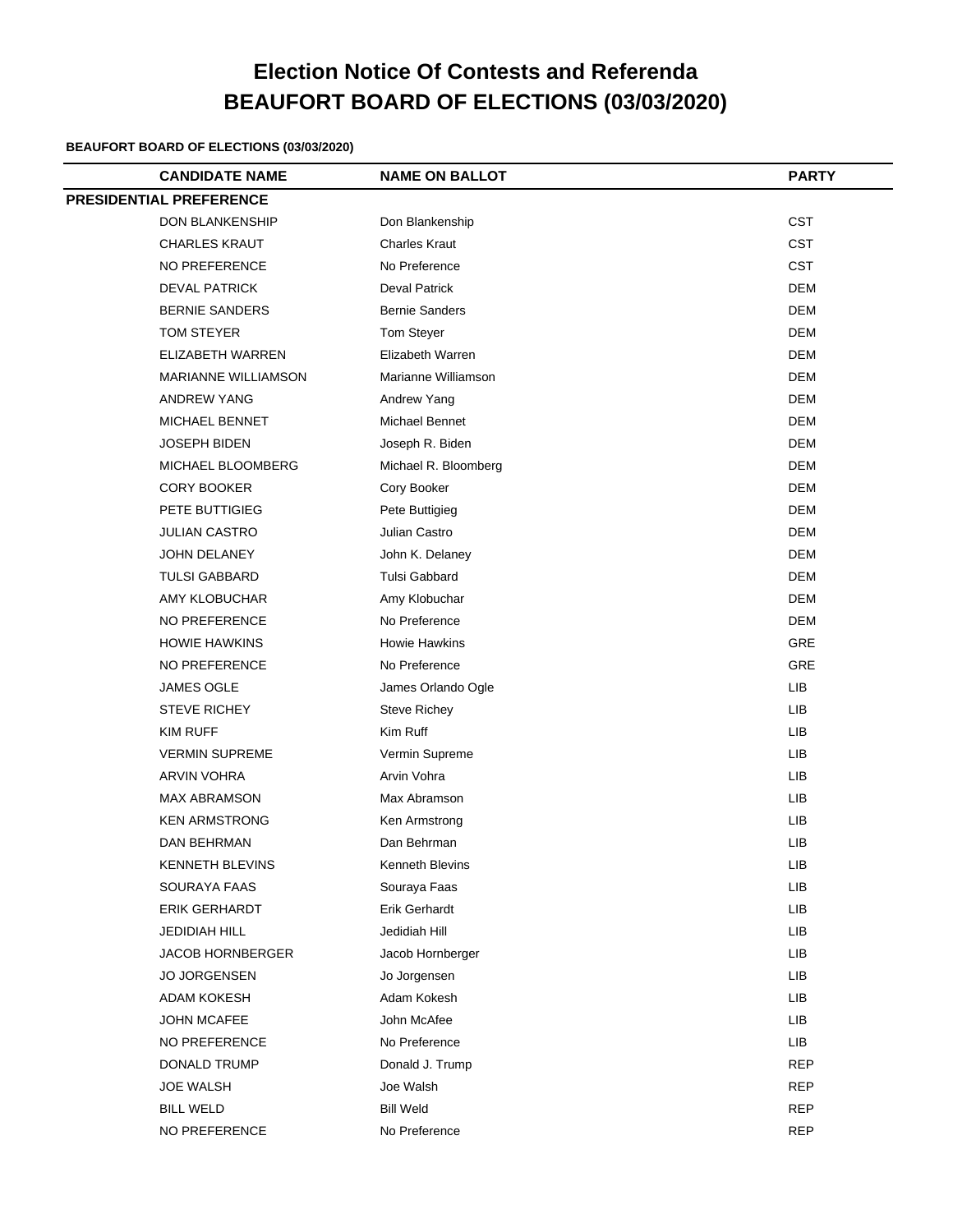# Election Notice Of Contests and Referenda
# BEAUFORT BOARD OF ELECTIONS (03/03/2020)

**BEAUFORT BOARD OF ELECTIONS (03/03/2020)**

| | CANDIDATE NAME | NAME ON BALLOT | PARTY |
|---|---|---|---|
| **PRESIDENTIAL PREFERENCE** | | | |
| | DON BLANKENSHIP | Don Blankenship | CST |
| | CHARLES KRAUT | Charles Kraut | CST |
| | NO PREFERENCE | No Preference | CST |
| | DEVAL PATRICK | Deval Patrick | DEM |
| | BERNIE SANDERS | Bernie Sanders | DEM |
| | TOM STEYER | Tom Steyer | DEM |
| | ELIZABETH WARREN | Elizabeth Warren | DEM |
| | MARIANNE WILLIAMSON | Marianne Williamson | DEM |
| | ANDREW YANG | Andrew Yang | DEM |
| | MICHAEL BENNET | Michael Bennet | DEM |
| | JOSEPH BIDEN | Joseph R. Biden | DEM |
| | MICHAEL BLOOMBERG | Michael R. Bloomberg | DEM |
| | CORY BOOKER | Cory Booker | DEM |
| | PETE BUTTIGIEG | Pete Buttigieg | DEM |
| | JULIAN CASTRO | Julian Castro | DEM |
| | JOHN DELANEY | John K. Delaney | DEM |
| | TULSI GABBARD | Tulsi Gabbard | DEM |
| | AMY KLOBUCHAR | Amy Klobuchar | DEM |
| | NO PREFERENCE | No Preference | DEM |
| | HOWIE HAWKINS | Howie Hawkins | GRE |
| | NO PREFERENCE | No Preference | GRE |
| | JAMES OGLE | James Orlando Ogle | LIB |
| | STEVE RICHEY | Steve Richey | LIB |
| | KIM RUFF | Kim Ruff | LIB |
| | VERMIN SUPREME | Vermin Supreme | LIB |
| | ARVIN VOHRA | Arvin Vohra | LIB |
| | MAX ABRAMSON | Max Abramson | LIB |
| | KEN ARMSTRONG | Ken Armstrong | LIB |
| | DAN BEHRMAN | Dan Behrman | LIB |
| | KENNETH BLEVINS | Kenneth Blevins | LIB |
| | SOURAYA FAAS | Souraya Faas | LIB |
| | ERIK GERHARDT | Erik Gerhardt | LIB |
| | JEDIDIAH HILL | Jedidiah Hill | LIB |
| | JACOB HORNBERGER | Jacob Hornberger | LIB |
| | JO JORGENSEN | Jo Jorgensen | LIB |
| | ADAM KOKESH | Adam Kokesh | LIB |
| | JOHN MCAFEE | John McAfee | LIB |
| | NO PREFERENCE | No Preference | LIB |
| | DONALD TRUMP | Donald J. Trump | REP |
| | JOE WALSH | Joe Walsh | REP |
| | BILL WELD | Bill Weld | REP |
| | NO PREFERENCE | No Preference | REP |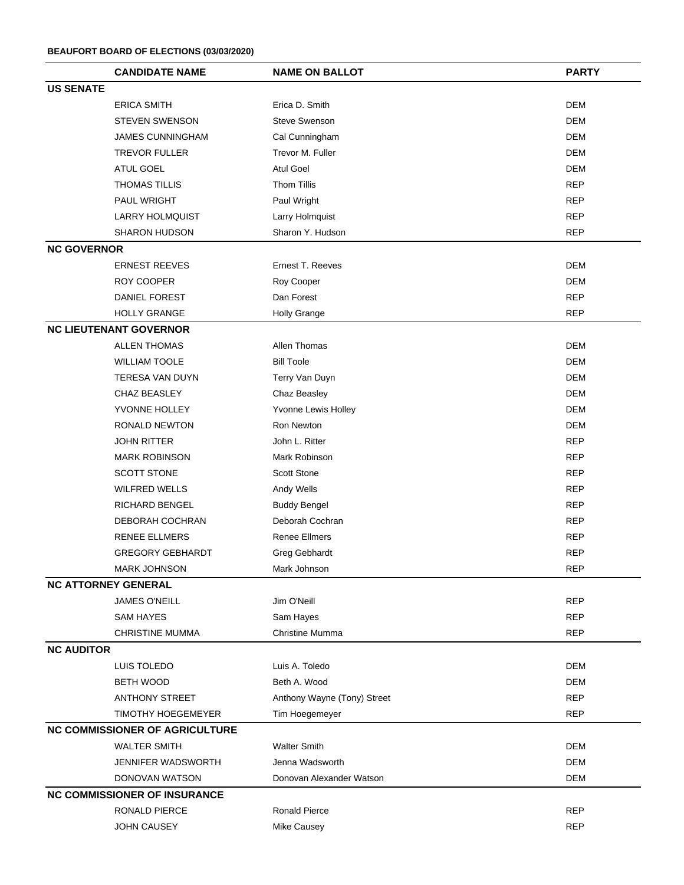**BEAUFORT BOARD OF ELECTIONS (03/03/2020)**

| | CANDIDATE NAME | NAME ON BALLOT | PARTY |
|---|---|---|---|
| **US SENATE** | | | |
| | ERICA SMITH | Erica D. Smith | DEM |
| | STEVEN SWENSON | Steve Swenson | DEM |
| | JAMES CUNNINGHAM | Cal Cunningham | DEM |
| | TREVOR FULLER | Trevor M. Fuller | DEM |
| | ATUL GOEL | Atul Goel | DEM |
| | THOMAS TILLIS | Thom Tillis | REP |
| | PAUL WRIGHT | Paul Wright | REP |
| | LARRY HOLMQUIST | Larry Holmquist | REP |
| | SHARON HUDSON | Sharon Y. Hudson | REP |
| **NC GOVERNOR** | | | |
| | ERNEST REEVES | Ernest T. Reeves | DEM |
| | ROY COOPER | Roy Cooper | DEM |
| | DANIEL FOREST | Dan Forest | REP |
| | HOLLY GRANGE | Holly Grange | REP |
| **NC LIEUTENANT GOVERNOR** | | | |
| | ALLEN THOMAS | Allen Thomas | DEM |
| | WILLIAM TOOLE | Bill Toole | DEM |
| | TERESA VAN DUYN | Terry Van Duyn | DEM |
| | CHAZ BEASLEY | Chaz Beasley | DEM |
| | YVONNE HOLLEY | Yvonne Lewis Holley | DEM |
| | RONALD NEWTON | Ron Newton | DEM |
| | JOHN RITTER | John L. Ritter | REP |
| | MARK ROBINSON | Mark Robinson | REP |
| | SCOTT STONE | Scott Stone | REP |
| | WILFRED WELLS | Andy Wells | REP |
| | RICHARD BENGEL | Buddy Bengel | REP |
| | DEBORAH COCHRAN | Deborah Cochran | REP |
| | RENEE ELLMERS | Renee Ellmers | REP |
| | GREGORY GEBHARDT | Greg Gebhardt | REP |
| | MARK JOHNSON | Mark Johnson | REP |
| **NC ATTORNEY GENERAL** | | | |
| | JAMES O'NEILL | Jim O'Neill | REP |
| | SAM HAYES | Sam Hayes | REP |
| | CHRISTINE MUMMA | Christine Mumma | REP |
| **NC AUDITOR** | | | |
| | LUIS TOLEDO | Luis A. Toledo | DEM |
| | BETH WOOD | Beth A. Wood | DEM |
| | ANTHONY STREET | Anthony Wayne (Tony) Street | REP |
| | TIMOTHY HOEGEMEYER | Tim Hoegemeyer | REP |
| **NC COMMISSIONER OF AGRICULTURE** | | | |
| | WALTER SMITH | Walter Smith | DEM |
| | JENNIFER WADSWORTH | Jenna Wadsworth | DEM |
| | DONOVAN WATSON | Donovan Alexander Watson | DEM |
| **NC COMMISSIONER OF INSURANCE** | | | |
| | RONALD PIERCE | Ronald Pierce | REP |
| | JOHN CAUSEY | Mike Causey | REP |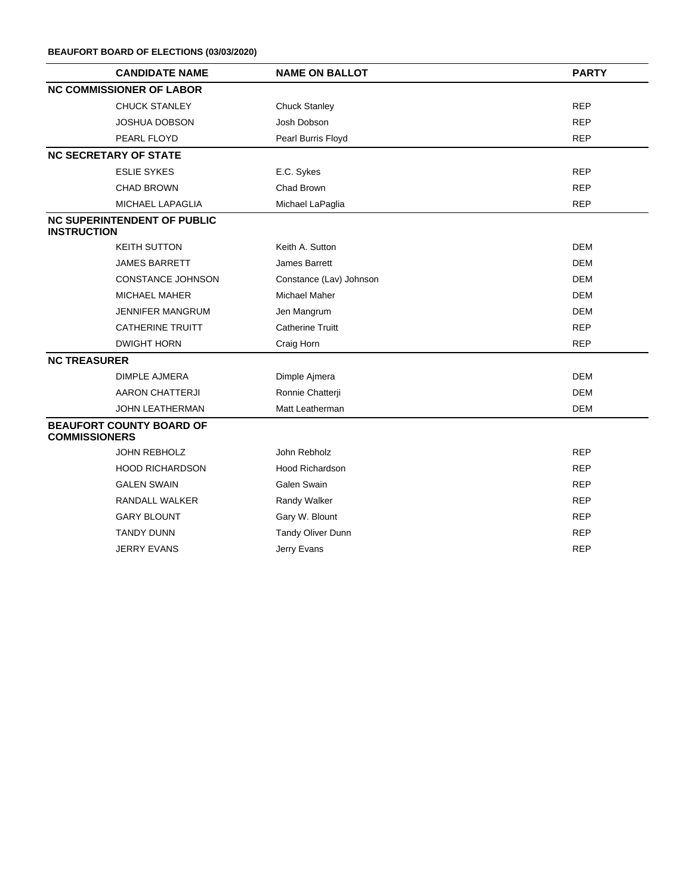**BEAUFORT BOARD OF ELECTIONS (03/03/2020)**

| CANDIDATE NAME | NAME ON BALLOT | PARTY |
|---|---|---|
| **NC COMMISSIONER OF LABOR** | | |
| CHUCK STANLEY | Chuck Stanley | REP |
| JOSHUA DOBSON | Josh Dobson | REP |
| PEARL FLOYD | Pearl Burris Floyd | REP |
| **NC SECRETARY OF STATE** | | |
| ESLIE SYKES | E.C. Sykes | REP |
| CHAD BROWN | Chad Brown | REP |
| MICHAEL LAPAGLIA | Michael LaPaglia | REP |
| **NC SUPERINTENDENT OF PUBLIC INSTRUCTION** | | |
| KEITH SUTTON | Keith A. Sutton | DEM |
| JAMES BARRETT | James Barrett | DEM |
| CONSTANCE JOHNSON | Constance (Lav) Johnson | DEM |
| MICHAEL MAHER | Michael Maher | DEM |
| JENNIFER MANGRUM | Jen Mangrum | DEM |
| CATHERINE TRUITT | Catherine Truitt | REP |
| DWIGHT HORN | Craig Horn | REP |
| **NC TREASURER** | | |
| DIMPLE AJMERA | Dimple Ajmera | DEM |
| AARON CHATTERJI | Ronnie Chatterji | DEM |
| JOHN LEATHERMAN | Matt Leatherman | DEM |
| **BEAUFORT COUNTY BOARD OF COMMISSIONERS** | | |
| JOHN REBHOLZ | John Rebholz | REP |
| HOOD RICHARDSON | Hood Richardson | REP |
| GALEN SWAIN | Galen Swain | REP |
| RANDALL WALKER | Randy Walker | REP |
| GARY BLOUNT | Gary W. Blount | REP |
| TANDY DUNN | Tandy Oliver Dunn | REP |
| JERRY EVANS | Jerry Evans | REP |